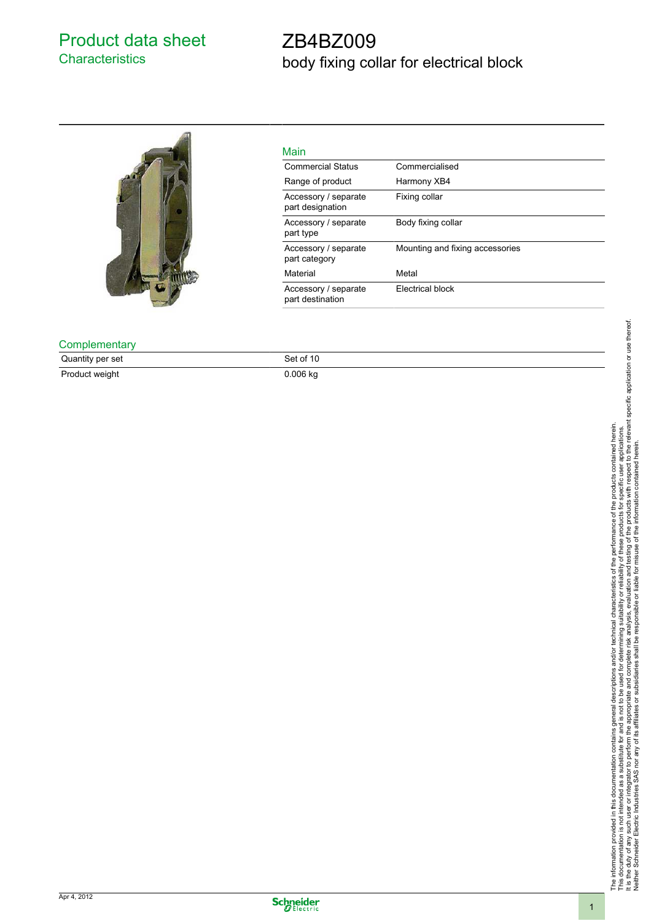# Product data sheet
## Characteristics

# ZB4BZ009
## body fixing collar for electrical block

### Main

| | |
|---|---|
| Commercial Status | Commercialised |
| Range of product | Harmony XB4 |
| Accessory / separate part designation | Fixing collar |
| Accessory / separate part type | Body fixing collar |
| Accessory / separate part category | Mounting and fixing accessories |
| Material | Metal |
| Accessory / separate part destination | Electrical block |

### Complementary

| | |
|---|---|
| Quantity per set | Set of 10 |
| Product weight | 0.006 kg |

The information provided in this documentation contains general descriptions and/or technical characteristics of the performance of the products contained herein.
This documentation is not intended as a substitute for and is not to be used for determining suitability or reliability of these products for specific user applications.
It is the duty of any such user or integrator to perform the appropriate and complete risk analysis, evaluation and testing of the products with respect to the relevant specific application or use thereof.
Neither Schneider Electric Industries SAS nor any of its affiliates or subsidiaries shall be responsible or liable for misuse of the information contained herein.

Apr 4, 2012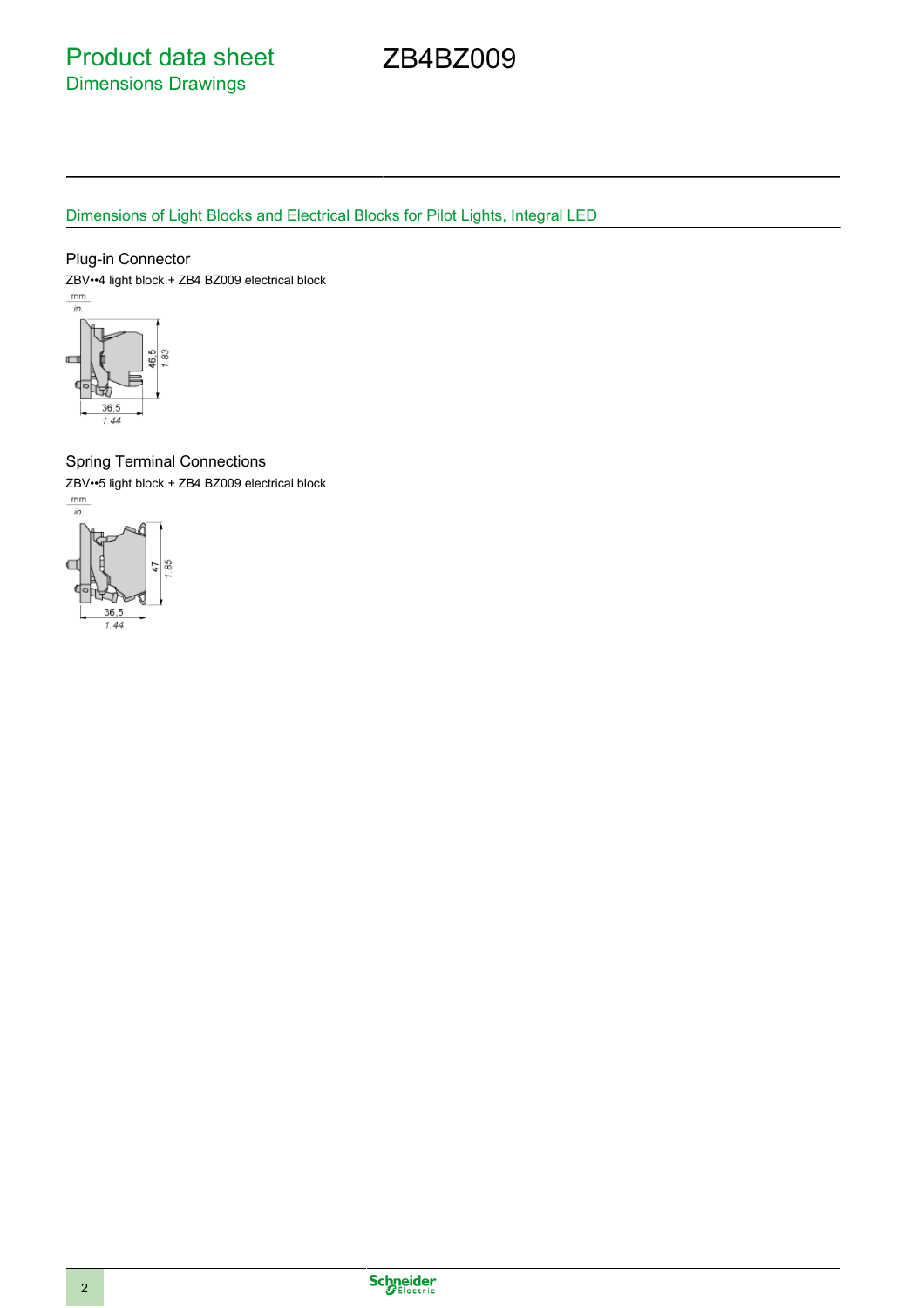# Product data sheet
## Dimensions Drawings

# ZB4BZ009

### Dimensions of Light Blocks and Electrical Blocks for Pilot Lights, Integral LED

#### Plug-in Connector

ZBV••4 light block + ZB4 BZ009 electrical block

mm
in.

46,5
1.83

36,5
1.44

#### Spring Terminal Connections

ZBV••5 light block + ZB4 BZ009 electrical block

mm
in.

47
1.85

36,5
1.44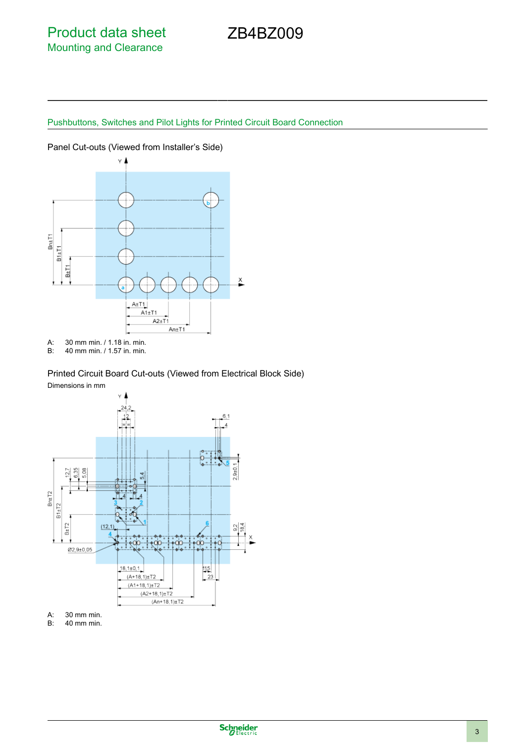# Product data sheet
## Mounting and Clearance

# ZB4BZ009

### Pushbuttons, Switches and Pilot Lights for Printed Circuit Board Connection

Panel Cut-outs (Viewed from Installer's Side)

A: 30 mm min. / 1.18 in. min.
B: 40 mm min. / 1.57 in. min.

Printed Circuit Board Cut-outs (Viewed from Electrical Block Side)

Dimensions in mm

A: 30 mm min.
B: 40 mm min.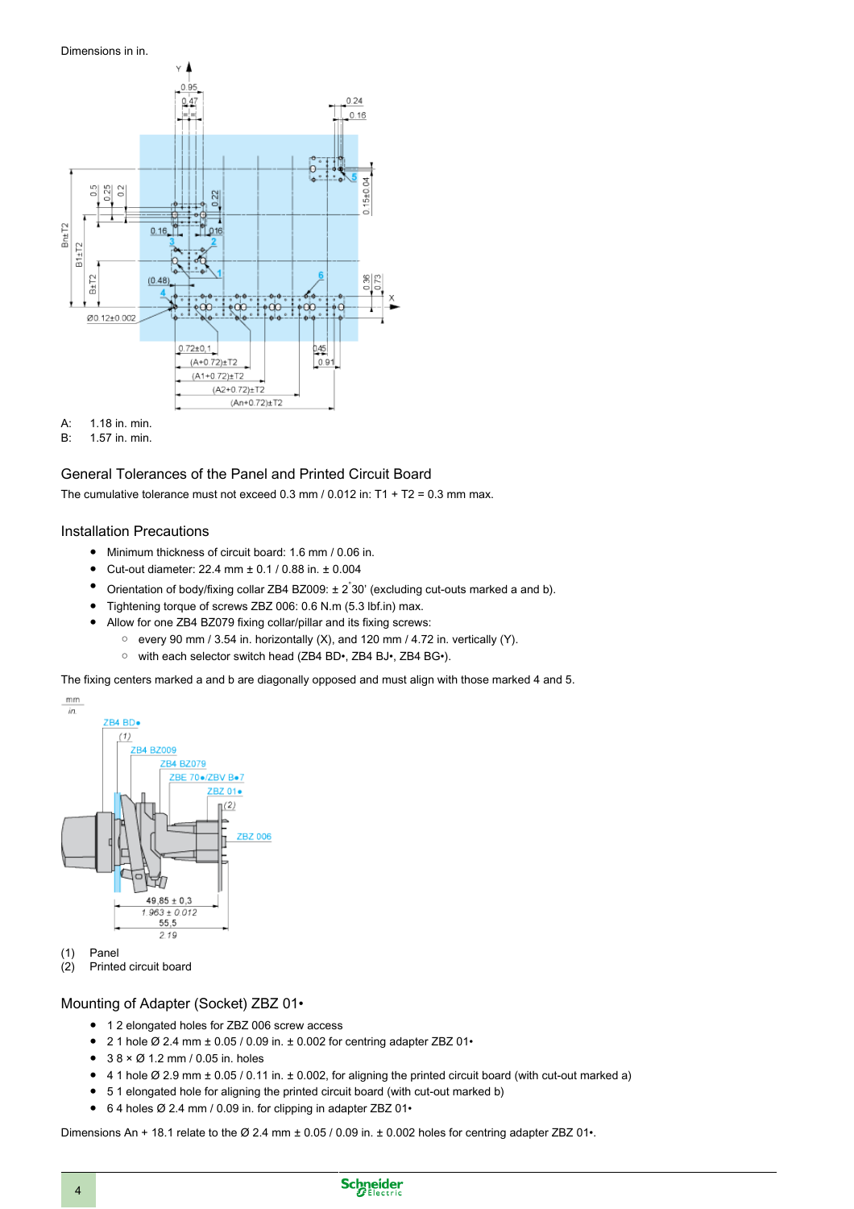Dimensions in in.

A: 1.18 in. min.
B: 1.57 in. min.

## General Tolerances of the Panel and Printed Circuit Board

The cumulative tolerance must not exceed 0.3 mm / 0.012 in: T1 + T2 = 0.3 mm max.

## Installation Precautions

- Minimum thickness of circuit board: 1.6 mm / 0.06 in.
- Cut-out diameter: 22.4 mm ± 0.1 / 0.88 in. ± 0.004
- Orientation of body/fixing collar ZB4 BZ009: ± 2°30' (excluding cut-outs marked a and b).
- Tightening torque of screws ZBZ 006: 0.6 N.m (5.3 lbf.in) max.
- Allow for one ZB4 BZ079 fixing collar/pillar and its fixing screws:
  - every 90 mm / 3.54 in. horizontally (X), and 120 mm / 4.72 in. vertically (Y).
  - with each selector switch head (ZB4 BD•, ZB4 BJ•, ZB4 BG•).

The fixing centers marked a and b are diagonally opposed and must align with those marked 4 and 5.

(1) Panel
(2) Printed circuit board

## Mounting of Adapter (Socket) ZBZ 01•

- 1 2 elongated holes for ZBZ 006 screw access
- 2 1 hole Ø 2.4 mm ± 0.05 / 0.09 in. ± 0.002 for centring adapter ZBZ 01•
- 3 8 × Ø 1.2 mm / 0.05 in. holes
- 4 1 hole Ø 2.9 mm ± 0.05 / 0.11 in. ± 0.002, for aligning the printed circuit board (with cut-out marked a)
- 5 1 elongated hole for aligning the printed circuit board (with cut-out marked b)
- 6 4 holes Ø 2.4 mm / 0.09 in. for clipping in adapter ZBZ 01•

Dimensions An + 18.1 relate to the Ø 2.4 mm ± 0.05 / 0.09 in. ± 0.002 holes for centring adapter ZBZ 01•.